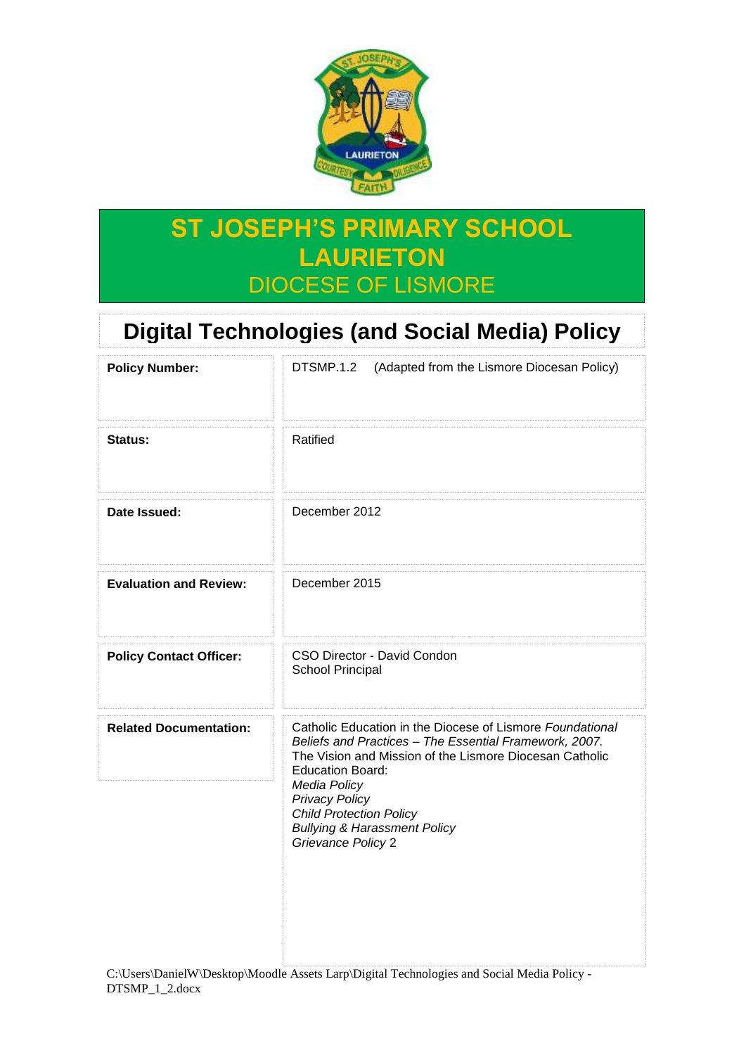# ST JOSEPH'S PRIMARY SCHOOL LAURIETON

DIOCESE OF LISMORE

## Digital Technologies (and Social Media) Policy

| | |
|---|---|
| **Policy Number:** | DTSMP.1.2 (Adapted from the Lismore Diocesan Policy) |
| **Status:** | Ratified |
| **Date Issued:** | December 2012 |
| **Evaluation and Review:** | December 2015 |
| **Policy Contact Officer:** | CSO Director - David Condon<br>School Principal |
| **Related Documentation:** | Catholic Education in the Diocese of Lismore *Foundational Beliefs and Practices – The Essential Framework, 2007.*<br>The Vision and Mission of the Lismore Diocesan Catholic Education Board:<br>*Media Policy*<br>*Privacy Policy*<br>*Child Protection Policy*<br>*Bullying & Harassment Policy*<br>*Grievance Policy* 2 |

C:\Users\DanielW\Desktop\Moodle Assets Larp\Digital Technologies and Social Media Policy - DTSMP_1_2.docx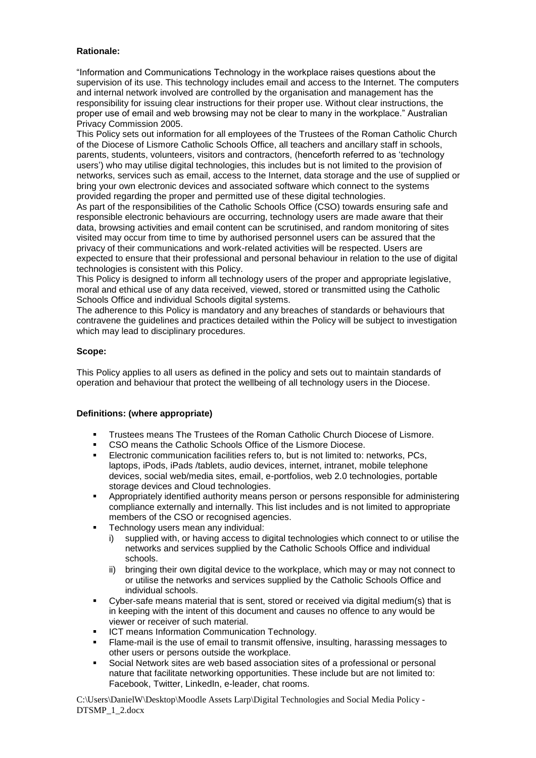**Rationale:**

"Information and Communications Technology in the workplace raises questions about the supervision of its use. This technology includes email and access to the Internet. The computers and internal network involved are controlled by the organisation and management has the responsibility for issuing clear instructions for their proper use. Without clear instructions, the proper use of email and web browsing may not be clear to many in the workplace." Australian Privacy Commission 2005.

This Policy sets out information for all employees of the Trustees of the Roman Catholic Church of the Diocese of Lismore Catholic Schools Office, all teachers and ancillary staff in schools, parents, students, volunteers, visitors and contractors, (henceforth referred to as 'technology users') who may utilise digital technologies, this includes but is not limited to the provision of networks, services such as email, access to the Internet, data storage and the use of supplied or bring your own electronic devices and associated software which connect to the systems provided regarding the proper and permitted use of these digital technologies.

As part of the responsibilities of the Catholic Schools Office (CSO) towards ensuring safe and responsible electronic behaviours are occurring, technology users are made aware that their data, browsing activities and email content can be scrutinised, and random monitoring of sites visited may occur from time to time by authorised personnel users can be assured that the privacy of their communications and work-related activities will be respected. Users are expected to ensure that their professional and personal behaviour in relation to the use of digital technologies is consistent with this Policy.

This Policy is designed to inform all technology users of the proper and appropriate legislative, moral and ethical use of any data received, viewed, stored or transmitted using the Catholic Schools Office and individual Schools digital systems.

The adherence to this Policy is mandatory and any breaches of standards or behaviours that contravene the guidelines and practices detailed within the Policy will be subject to investigation which may lead to disciplinary procedures.

**Scope:**

This Policy applies to all users as defined in the policy and sets out to maintain standards of operation and behaviour that protect the wellbeing of all technology users in the Diocese.

**Definitions: (where appropriate)**

- Trustees means The Trustees of the Roman Catholic Church Diocese of Lismore.
- CSO means the Catholic Schools Office of the Lismore Diocese.
- Electronic communication facilities refers to, but is not limited to: networks, PCs, laptops, iPods, iPads /tablets, audio devices, internet, intranet, mobile telephone devices, social web/media sites, email, e-portfolios, web 2.0 technologies, portable storage devices and Cloud technologies.
- Appropriately identified authority means person or persons responsible for administering compliance externally and internally. This list includes and is not limited to appropriate members of the CSO or recognised agencies.
- Technology users mean any individual:
  - i) supplied with, or having access to digital technologies which connect to or utilise the networks and services supplied by the Catholic Schools Office and individual schools.
  - ii) bringing their own digital device to the workplace, which may or may not connect to or utilise the networks and services supplied by the Catholic Schools Office and individual schools.
- Cyber-safe means material that is sent, stored or received via digital medium(s) that is in keeping with the intent of this document and causes no offence to any would be viewer or receiver of such material.
- ICT means Information Communication Technology.
- Flame-mail is the use of email to transmit offensive, insulting, harassing messages to other users or persons outside the workplace.
- Social Network sites are web based association sites of a professional or personal nature that facilitate networking opportunities. These include but are not limited to: Facebook, Twitter, LinkedIn, e-leader, chat rooms.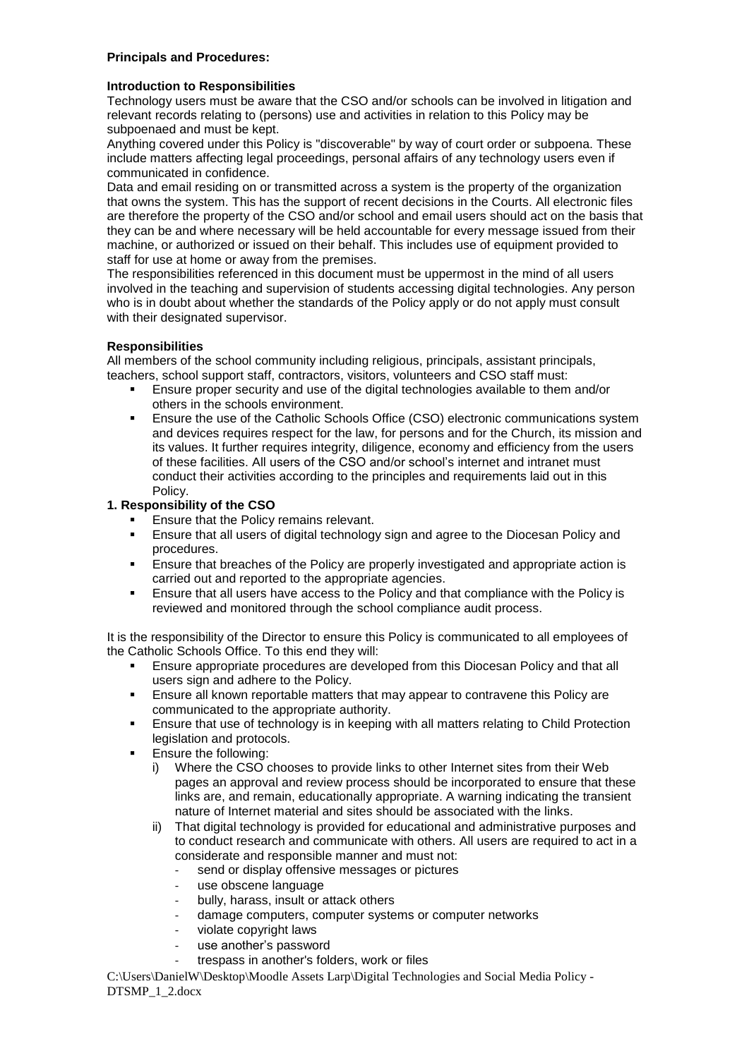**Principals and Procedures:**

**Introduction to Responsibilities**

Technology users must be aware that the CSO and/or schools can be involved in litigation and relevant records relating to (persons) use and activities in relation to this Policy may be subpoenaed and must be kept.

Anything covered under this Policy is "discoverable" by way of court order or subpoena. These include matters affecting legal proceedings, personal affairs of any technology users even if communicated in confidence.

Data and email residing on or transmitted across a system is the property of the organization that owns the system. This has the support of recent decisions in the Courts. All electronic files are therefore the property of the CSO and/or school and email users should act on the basis that they can be and where necessary will be held accountable for every message issued from their machine, or authorized or issued on their behalf. This includes use of equipment provided to staff for use at home or away from the premises.

The responsibilities referenced in this document must be uppermost in the mind of all users involved in the teaching and supervision of students accessing digital technologies. Any person who is in doubt about whether the standards of the Policy apply or do not apply must consult with their designated supervisor.

**Responsibilities**

All members of the school community including religious, principals, assistant principals, teachers, school support staff, contractors, visitors, volunteers and CSO staff must:

- Ensure proper security and use of the digital technologies available to them and/or others in the schools environment.
- Ensure the use of the Catholic Schools Office (CSO) electronic communications system and devices requires respect for the law, for persons and for the Church, its mission and its values. It further requires integrity, diligence, economy and efficiency from the users of these facilities. All users of the CSO and/or school's internet and intranet must conduct their activities according to the principles and requirements laid out in this Policy.

**1. Responsibility of the CSO**

- Ensure that the Policy remains relevant.
- Ensure that all users of digital technology sign and agree to the Diocesan Policy and procedures.
- Ensure that breaches of the Policy are properly investigated and appropriate action is carried out and reported to the appropriate agencies.
- Ensure that all users have access to the Policy and that compliance with the Policy is reviewed and monitored through the school compliance audit process.

It is the responsibility of the Director to ensure this Policy is communicated to all employees of the Catholic Schools Office. To this end they will:

- Ensure appropriate procedures are developed from this Diocesan Policy and that all users sign and adhere to the Policy.
- Ensure all known reportable matters that may appear to contravene this Policy are communicated to the appropriate authority.
- Ensure that use of technology is in keeping with all matters relating to Child Protection legislation and protocols.
- Ensure the following:
  i) Where the CSO chooses to provide links to other Internet sites from their Web pages an approval and review process should be incorporated to ensure that these links are, and remain, educationally appropriate. A warning indicating the transient nature of Internet material and sites should be associated with the links.
  ii) That digital technology is provided for educational and administrative purposes and to conduct research and communicate with others. All users are required to act in a considerate and responsible manner and must not:
    - send or display offensive messages or pictures
    - use obscene language
    - bully, harass, insult or attack others
    - damage computers, computer systems or computer networks
    - violate copyright laws
    - use another's password
    - trespass in another's folders, work or files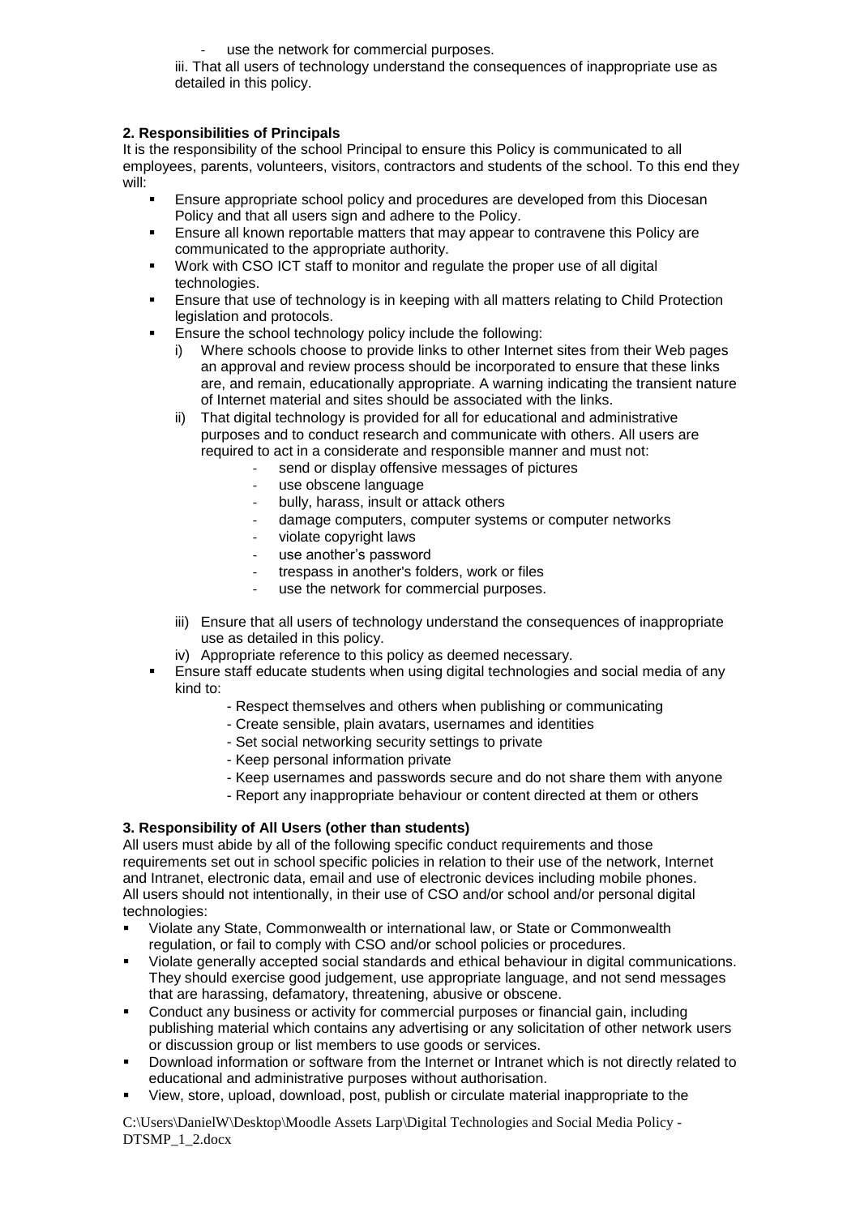- use the network for commercial purposes.

iii. That all users of technology understand the consequences of inappropriate use as detailed in this policy.

**2. Responsibilities of Principals**

It is the responsibility of the school Principal to ensure this Policy is communicated to all employees, parents, volunteers, visitors, contractors and students of the school. To this end they will:

- Ensure appropriate school policy and procedures are developed from this Diocesan Policy and that all users sign and adhere to the Policy.
- Ensure all known reportable matters that may appear to contravene this Policy are communicated to the appropriate authority.
- Work with CSO ICT staff to monitor and regulate the proper use of all digital technologies.
- Ensure that use of technology is in keeping with all matters relating to Child Protection legislation and protocols.
- Ensure the school technology policy include the following:
  - i) Where schools choose to provide links to other Internet sites from their Web pages an approval and review process should be incorporated to ensure that these links are, and remain, educationally appropriate. A warning indicating the transient nature of Internet material and sites should be associated with the links.
  - ii) That digital technology is provided for all for educational and administrative purposes and to conduct research and communicate with others. All users are required to act in a considerate and responsible manner and must not:
    - send or display offensive messages of pictures
    - use obscene language
    - bully, harass, insult or attack others
    - damage computers, computer systems or computer networks
    - violate copyright laws
    - use another's password
    - trespass in another's folders, work or files
    - use the network for commercial purposes.
  - iii) Ensure that all users of technology understand the consequences of inappropriate use as detailed in this policy.
  - iv) Appropriate reference to this policy as deemed necessary.
- Ensure staff educate students when using digital technologies and social media of any kind to:
  - Respect themselves and others when publishing or communicating
  - Create sensible, plain avatars, usernames and identities
  - Set social networking security settings to private
  - Keep personal information private
  - Keep usernames and passwords secure and do not share them with anyone
  - Report any inappropriate behaviour or content directed at them or others

**3. Responsibility of All Users (other than students)**

All users must abide by all of the following specific conduct requirements and those requirements set out in school specific policies in relation to their use of the network, Internet and Intranet, electronic data, email and use of electronic devices including mobile phones. All users should not intentionally, in their use of CSO and/or school and/or personal digital technologies:

- Violate any State, Commonwealth or international law, or State or Commonwealth regulation, or fail to comply with CSO and/or school policies or procedures.
- Violate generally accepted social standards and ethical behaviour in digital communications. They should exercise good judgement, use appropriate language, and not send messages that are harassing, defamatory, threatening, abusive or obscene.
- Conduct any business or activity for commercial purposes or financial gain, including publishing material which contains any advertising or any solicitation of other network users or discussion group or list members to use goods or services.
- Download information or software from the Internet or Intranet which is not directly related to educational and administrative purposes without authorisation.
- View, store, upload, download, post, publish or circulate material inappropriate to the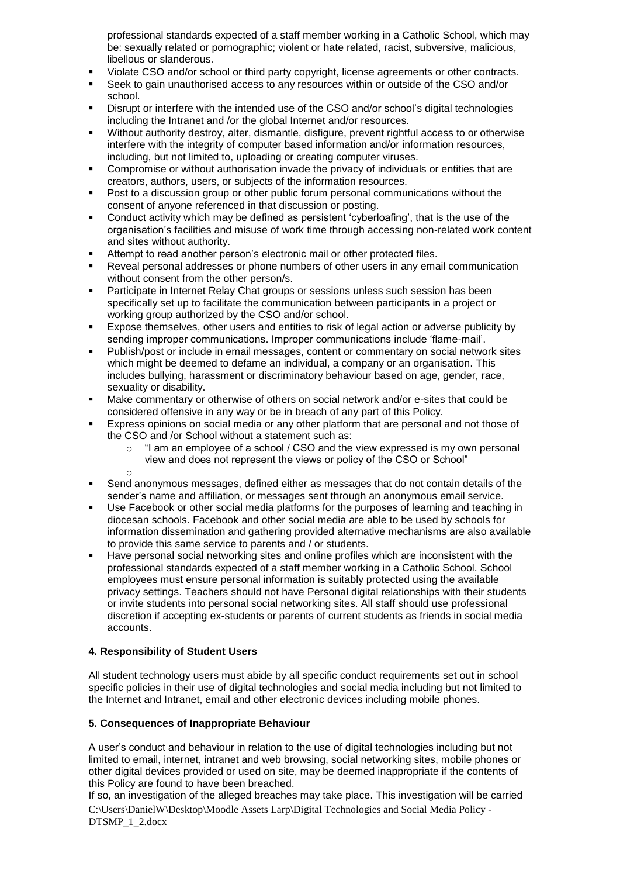professional standards expected of a staff member working in a Catholic School, which may be: sexually related or pornographic; violent or hate related, racist, subversive, malicious, libellous or slanderous.

- Violate CSO and/or school or third party copyright, license agreements or other contracts.
- Seek to gain unauthorised access to any resources within or outside of the CSO and/or school.
- Disrupt or interfere with the intended use of the CSO and/or school's digital technologies including the Intranet and /or the global Internet and/or resources.
- Without authority destroy, alter, dismantle, disfigure, prevent rightful access to or otherwise interfere with the integrity of computer based information and/or information resources, including, but not limited to, uploading or creating computer viruses.
- Compromise or without authorisation invade the privacy of individuals or entities that are creators, authors, users, or subjects of the information resources.
- Post to a discussion group or other public forum personal communications without the consent of anyone referenced in that discussion or posting.
- Conduct activity which may be defined as persistent 'cyberloafing', that is the use of the organisation's facilities and misuse of work time through accessing non-related work content and sites without authority.
- Attempt to read another person's electronic mail or other protected files.
- Reveal personal addresses or phone numbers of other users in any email communication without consent from the other person/s.
- Participate in Internet Relay Chat groups or sessions unless such session has been specifically set up to facilitate the communication between participants in a project or working group authorized by the CSO and/or school.
- Expose themselves, other users and entities to risk of legal action or adverse publicity by sending improper communications. Improper communications include 'flame-mail'.
- Publish/post or include in email messages, content or commentary on social network sites which might be deemed to defame an individual, a company or an organisation. This includes bullying, harassment or discriminatory behaviour based on age, gender, race, sexuality or disability.
- Make commentary or otherwise of others on social network and/or e-sites that could be considered offensive in any way or be in breach of any part of this Policy.
- Express opinions on social media or any other platform that are personal and not those of the CSO and /or School without a statement such as:
  - "I am an employee of a school / CSO and the view expressed is my own personal view and does not represent the views or policy of the CSO or School"
- Send anonymous messages, defined either as messages that do not contain details of the sender's name and affiliation, or messages sent through an anonymous email service.
- Use Facebook or other social media platforms for the purposes of learning and teaching in diocesan schools. Facebook and other social media are able to be used by schools for information dissemination and gathering provided alternative mechanisms are also available to provide this same service to parents and / or students.
- Have personal social networking sites and online profiles which are inconsistent with the professional standards expected of a staff member working in a Catholic School. School employees must ensure personal information is suitably protected using the available privacy settings. Teachers should not have Personal digital relationships with their students or invite students into personal social networking sites. All staff should use professional discretion if accepting ex-students or parents of current students as friends in social media accounts.

### 4. Responsibility of Student Users

All student technology users must abide by all specific conduct requirements set out in school specific policies in their use of digital technologies and social media including but not limited to the Internet and Intranet, email and other electronic devices including mobile phones.

### 5. Consequences of Inappropriate Behaviour

A user's conduct and behaviour in relation to the use of digital technologies including but not limited to email, internet, intranet and web browsing, social networking sites, mobile phones or other digital devices provided or used on site, may be deemed inappropriate if the contents of this Policy are found to have been breached.

If so, an investigation of the alleged breaches may take place. This investigation will be carried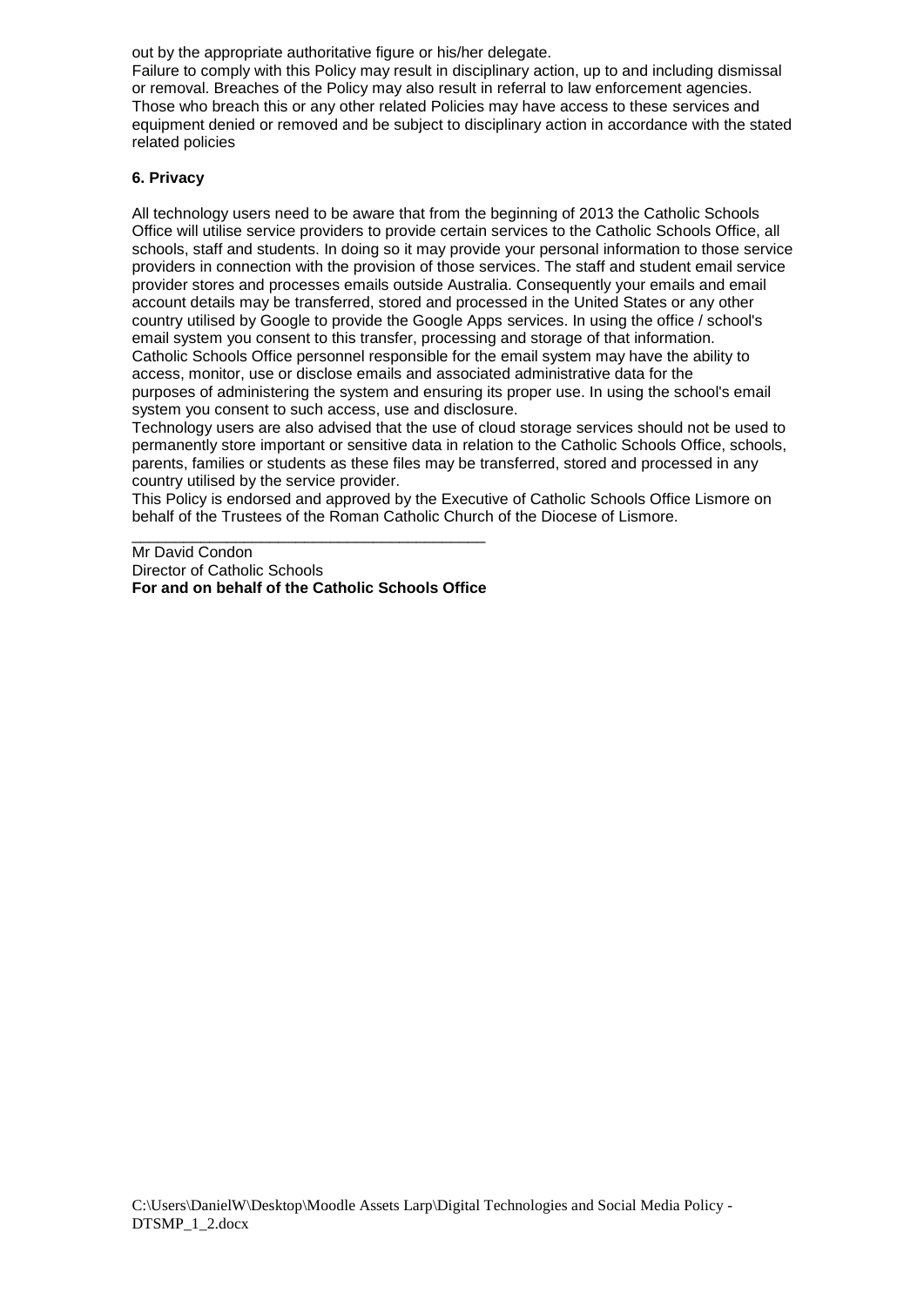out by the appropriate authoritative figure or his/her delegate.
Failure to comply with this Policy may result in disciplinary action, up to and including dismissal or removal. Breaches of the Policy may also result in referral to law enforcement agencies. Those who breach this or any other related Policies may have access to these services and equipment denied or removed and be subject to disciplinary action in accordance with the stated related policies

### 6. Privacy

All technology users need to be aware that from the beginning of 2013 the Catholic Schools Office will utilise service providers to provide certain services to the Catholic Schools Office, all schools, staff and students. In doing so it may provide your personal information to those service providers in connection with the provision of those services. The staff and student email service provider stores and processes emails outside Australia. Consequently your emails and email account details may be transferred, stored and processed in the United States or any other country utilised by Google to provide the Google Apps services. In using the office / school's email system you consent to this transfer, processing and storage of that information.
Catholic Schools Office personnel responsible for the email system may have the ability to access, monitor, use or disclose emails and associated administrative data for the purposes of administering the system and ensuring its proper use. In using the school's email system you consent to such access, use and disclosure.
Technology users are also advised that the use of cloud storage services should not be used to permanently store important or sensitive data in relation to the Catholic Schools Office, schools, parents, families or students as these files may be transferred, stored and processed in any country utilised by the service provider.
This Policy is endorsed and approved by the Executive of Catholic Schools Office Lismore on behalf of the Trustees of the Roman Catholic Church of the Diocese of Lismore.

\_\_\_\_\_\_\_\_\_\_\_\_\_\_\_\_\_\_\_\_\_\_\_\_\_\_\_\_\_\_\_\_\_\_\_\_\_\_\_\_\_\_

Mr David Condon
Director of Catholic Schools
**For and on behalf of the Catholic Schools Office**

C:\Users\DanielW\Desktop\Moodle Assets Larp\Digital Technologies and Social Media Policy - DTSMP_1_2.docx